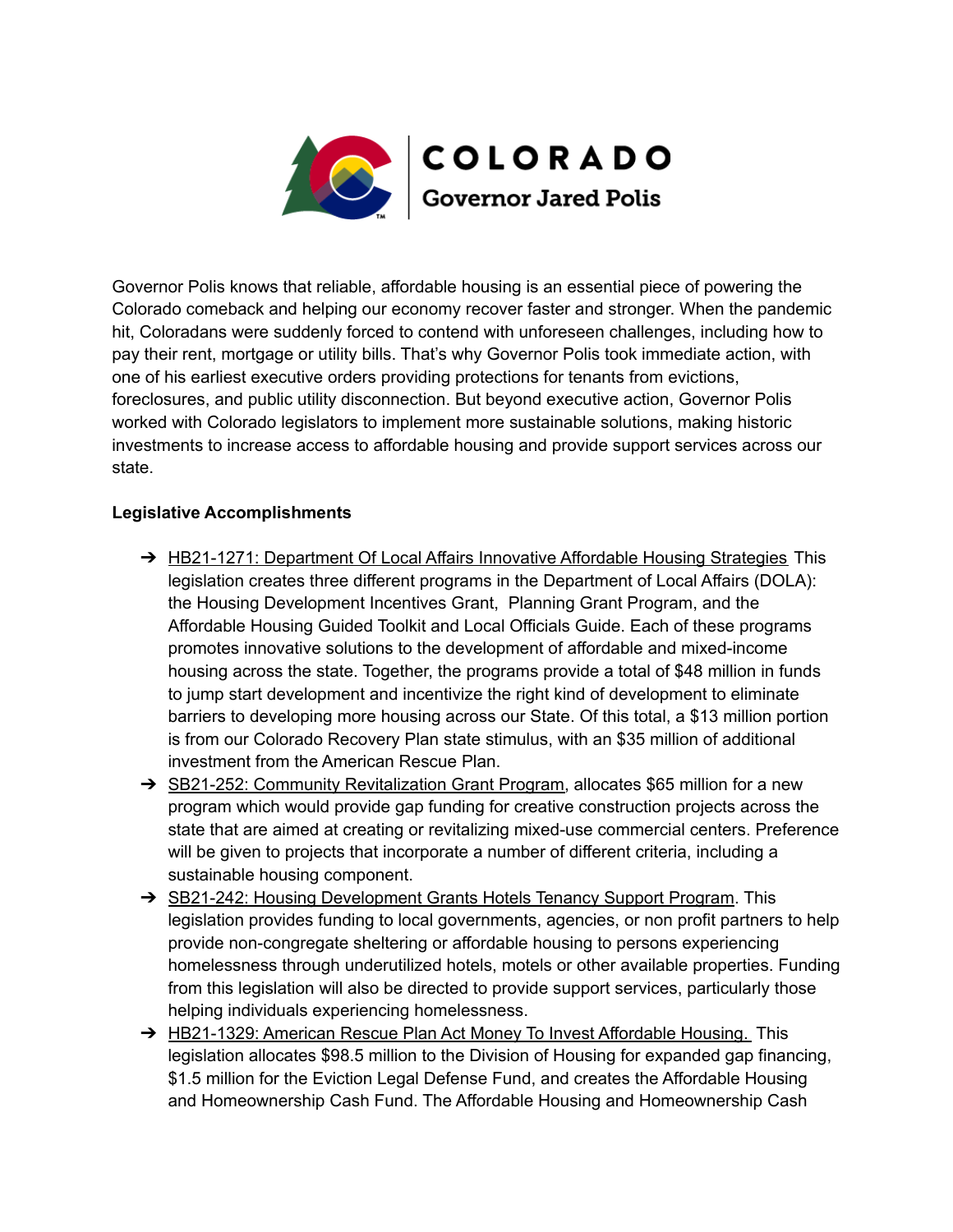COLORADO

Governor Jared Polis

Governor Polis knows that reliable, affordable housing is an essential piece of powering the Colorado comeback and helping our economy recover faster and stronger. When the pandemic hit, Coloradans were suddenly forced to contend with unforeseen challenges, including how to pay their rent, mortgage or utility bills. That's why Governor Polis took immediate action, with one of his earliest executive orders providing protections for tenants from evictions, foreclosures, and public utility disconnection. But beyond executive action, Governor Polis worked with Colorado legislators to implement more sustainable solutions, making historic investments to increase access to affordable housing and provide support services across our state.

**Legislative Accomplishments**

- HB21-1271: Department Of Local Affairs Innovative Affordable Housing Strategies This legislation creates three different programs in the Department of Local Affairs (DOLA): the Housing Development Incentives Grant, Planning Grant Program, and the Affordable Housing Guided Toolkit and Local Officials Guide. Each of these programs promotes innovative solutions to the development of affordable and mixed-income housing across the state. Together, the programs provide a total of $48 million in funds to jump start development and incentivize the right kind of development to eliminate barriers to developing more housing across our State. Of this total, a $13 million portion is from our Colorado Recovery Plan state stimulus, with an $35 million of additional investment from the American Rescue Plan.
- SB21-252: Community Revitalization Grant Program, allocates $65 million for a new program which would provide gap funding for creative construction projects across the state that are aimed at creating or revitalizing mixed-use commercial centers. Preference will be given to projects that incorporate a number of different criteria, including a sustainable housing component.
- SB21-242: Housing Development Grants Hotels Tenancy Support Program. This legislation provides funding to local governments, agencies, or non profit partners to help provide non-congregate sheltering or affordable housing to persons experiencing homelessness through underutilized hotels, motels or other available properties. Funding from this legislation will also be directed to provide support services, particularly those helping individuals experiencing homelessness.
- HB21-1329: American Rescue Plan Act Money To Invest Affordable Housing. This legislation allocates $98.5 million to the Division of Housing for expanded gap financing, $1.5 million for the Eviction Legal Defense Fund, and creates the Affordable Housing and Homeownership Cash Fund. The Affordable Housing and Homeownership Cash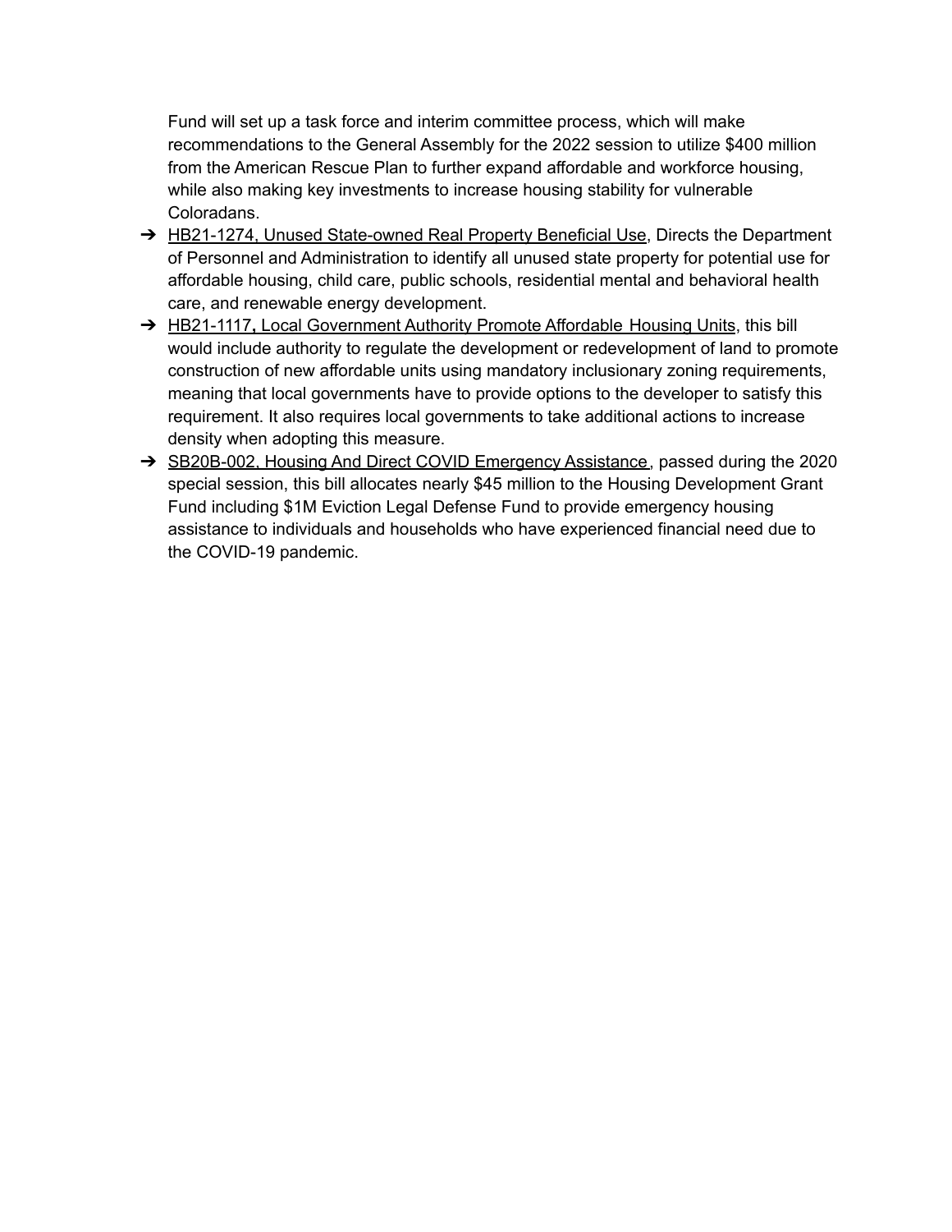Fund will set up a task force and interim committee process, which will make recommendations to the General Assembly for the 2022 session to utilize $400 million from the American Rescue Plan to further expand affordable and workforce housing, while also making key investments to increase housing stability for vulnerable Coloradans.

- ➔ HB21-1274, Unused State-owned Real Property Beneficial Use, Directs the Department of Personnel and Administration to identify all unused state property for potential use for affordable housing, child care, public schools, residential mental and behavioral health care, and renewable energy development.
- ➔ HB21-1117, Local Government Authority Promote Affordable Housing Units, this bill would include authority to regulate the development or redevelopment of land to promote construction of new affordable units using mandatory inclusionary zoning requirements, meaning that local governments have to provide options to the developer to satisfy this requirement. It also requires local governments to take additional actions to increase density when adopting this measure.
- ➔ SB20B-002, Housing And Direct COVID Emergency Assistance, passed during the 2020 special session, this bill allocates nearly $45 million to the Housing Development Grant Fund including $1M Eviction Legal Defense Fund to provide emergency housing assistance to individuals and households who have experienced financial need due to the COVID-19 pandemic.